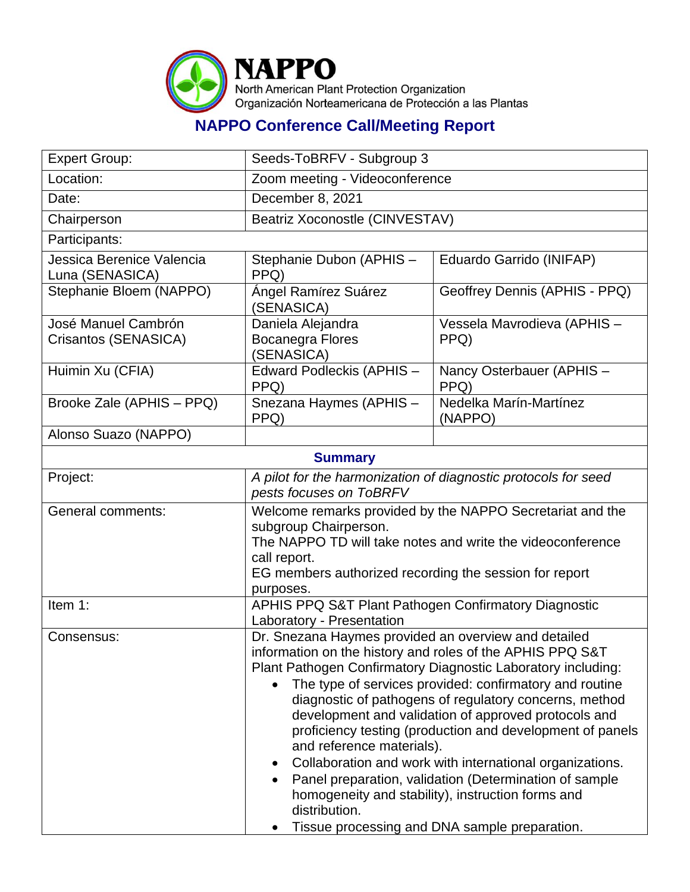# NAPPO

North American Plant Protection Organization
Organización Norteamericana de Protección a las Plantas

## NAPPO Conference Call/Meeting Report

| Expert Group: | Seeds-ToBRFV - Subgroup 3 | |
|---|---|---|
| Location: | Zoom meeting - Videoconference | |
| Date: | December 8, 2021 | |
| Chairperson | Beatriz Xoconostle (CINVESTAV) | |
| Participants: | | |
| Jessica Berenice Valencia Luna (SENASICA) | Stephanie Dubon (APHIS – PPQ) | Eduardo Garrido (INIFAP) |
| Stephanie Bloem (NAPPO) | Ángel Ramírez Suárez (SENASICA) | Geoffrey Dennis (APHIS - PPQ) |
| José Manuel Cambrón Crisantos (SENASICA) | Daniela Alejandra Bocanegra Flores (SENASICA) | Vessela Mavrodieva (APHIS – PPQ) |
| Huimin Xu (CFIA) | Edward Podleckis (APHIS – PPQ) | Nancy Osterbauer (APHIS – PPQ) |
| Brooke Zale (APHIS – PPQ) | Snezana Haymes (APHIS – PPQ) | Nedelka Marín-Martínez (NAPPO) |
| Alonso Suazo (NAPPO) | | |
| **Summary** | | |
| Project: | *A pilot for the harmonization of diagnostic protocols for seed pests focuses on ToBRFV* | |
| General comments: | Welcome remarks provided by the NAPPO Secretariat and the subgroup Chairperson.<br>The NAPPO TD will take notes and write the videoconference call report.<br>EG members authorized recording the session for report purposes. | |
| Item 1: | APHIS PPQ S&T Plant Pathogen Confirmatory Diagnostic Laboratory - Presentation | |
| Consensus: | Dr. Snezana Haymes provided an overview and detailed information on the history and roles of the APHIS PPQ S&T Plant Pathogen Confirmatory Diagnostic Laboratory including:<br>• The type of services provided: confirmatory and routine diagnostic of pathogens of regulatory concerns, method development and validation of approved protocols and proficiency testing (production and development of panels and reference materials).<br>• Collaboration and work with international organizations.<br>• Panel preparation, validation (Determination of sample homogeneity and stability), instruction forms and distribution.<br>• Tissue processing and DNA sample preparation. | |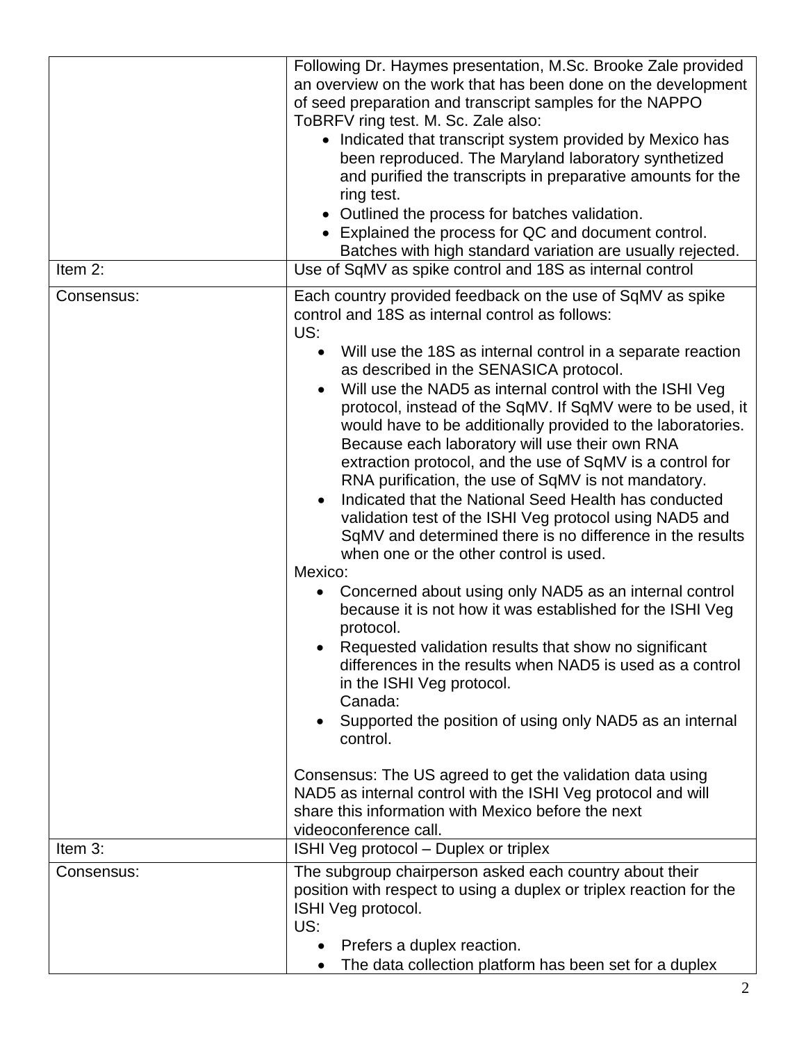| | |
|---|---|
| | Following Dr. Haymes presentation, M.Sc. Brooke Zale provided an overview on the work that has been done on the development of seed preparation and transcript samples for the NAPPO ToBRFV ring test. M. Sc. Zale also:<br>• Indicated that transcript system provided by Mexico has been reproduced. The Maryland laboratory synthetized and purified the transcripts in preparative amounts for the ring test.<br>• Outlined the process for batches validation.<br>• Explained the process for QC and document control. Batches with high standard variation are usually rejected. |
| Item 2: | Use of SqMV as spike control and 18S as internal control |
| Consensus: | Each country provided feedback on the use of SqMV as spike control and 18S as internal control as follows:<br>US:<br>• Will use the 18S as internal control in a separate reaction as described in the SENASICA protocol.<br>• Will use the NAD5 as internal control with the ISHI Veg protocol, instead of the SqMV. If SqMV were to be used, it would have to be additionally provided to the laboratories. Because each laboratory will use their own RNA extraction protocol, and the use of SqMV is a control for RNA purification, the use of SqMV is not mandatory.<br>• Indicated that the National Seed Health has conducted validation test of the ISHI Veg protocol using NAD5 and SqMV and determined there is no difference in the results when one or the other control is used.<br>Mexico:<br>• Concerned about using only NAD5 as an internal control because it is not how it was established for the ISHI Veg protocol.<br>• Requested validation results that show no significant differences in the results when NAD5 is used as a control in the ISHI Veg protocol.<br>Canada:<br>• Supported the position of using only NAD5 as an internal control.<br><br>Consensus: The US agreed to get the validation data using NAD5 as internal control with the ISHI Veg protocol and will share this information with Mexico before the next videoconference call. |
| Item 3: | ISHI Veg protocol – Duplex or triplex |
| Consensus: | The subgroup chairperson asked each country about their position with respect to using a duplex or triplex reaction for the ISHI Veg protocol.<br>US:<br>• Prefers a duplex reaction.<br>• The data collection platform has been set for a duplex |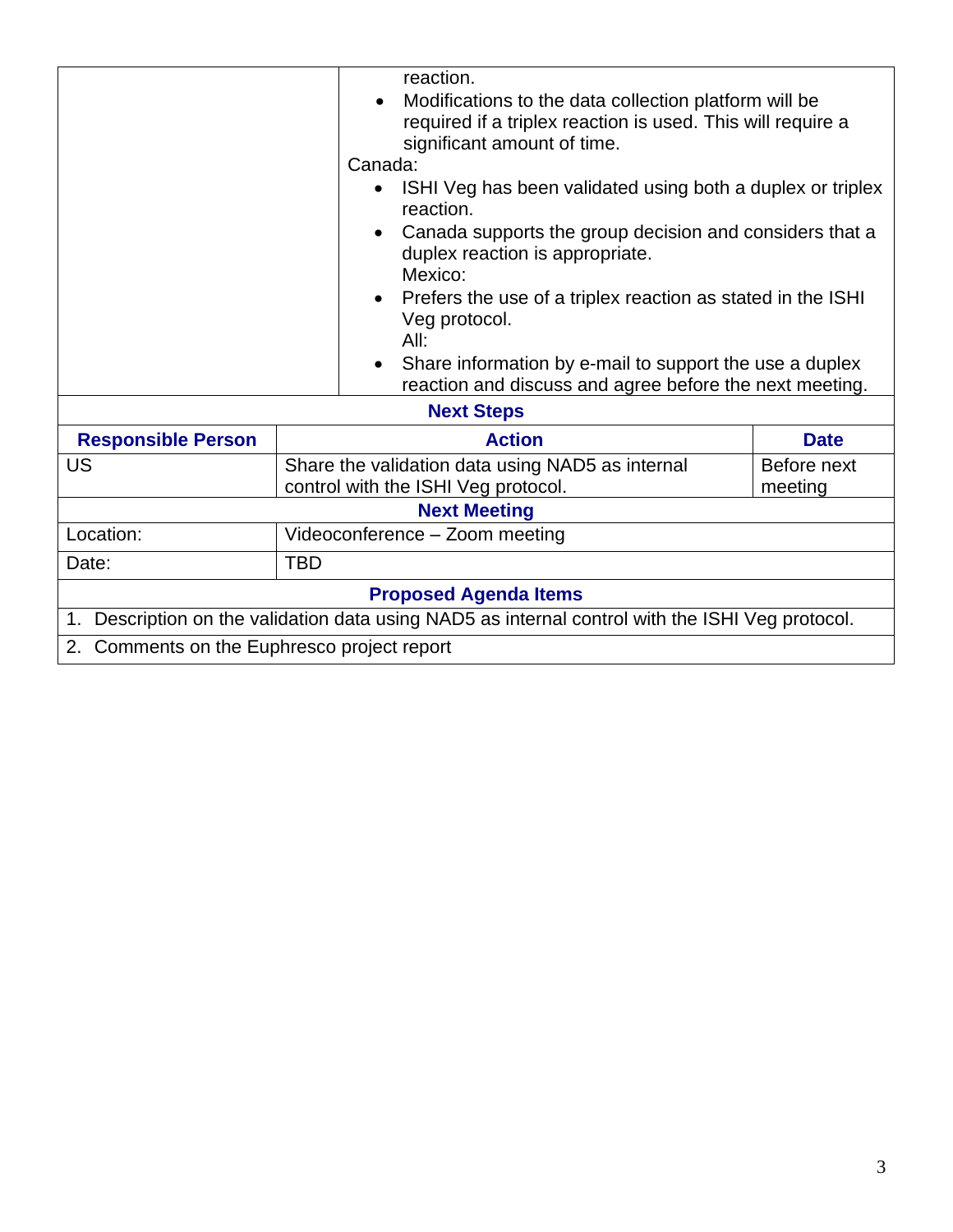| | |
|---|---|
| | reaction.<br>• Modifications to the data collection platform will be required if a triplex reaction is used. This will require a significant amount of time.<br>Canada:<br>• ISHI Veg has been validated using both a duplex or triplex reaction.<br>• Canada supports the group decision and considers that a duplex reaction is appropriate.<br>Mexico:<br>• Prefers the use of a triplex reaction as stated in the ISHI Veg protocol.<br>All:<br>• Share information by e-mail to support the use a duplex reaction and discuss and agree before the next meeting. |

**Next Steps**

| Responsible Person | Action | Date |
|---|---|---|
| US | Share the validation data using NAD5 as internal control with the ISHI Veg protocol. | Before next meeting |

**Next Meeting**

| | |
|---|---|
| Location: | Videoconference – Zoom meeting |
| Date: | TBD |

**Proposed Agenda Items**

1. Description on the validation data using NAD5 as internal control with the ISHI Veg protocol.
2. Comments on the Euphresco project report